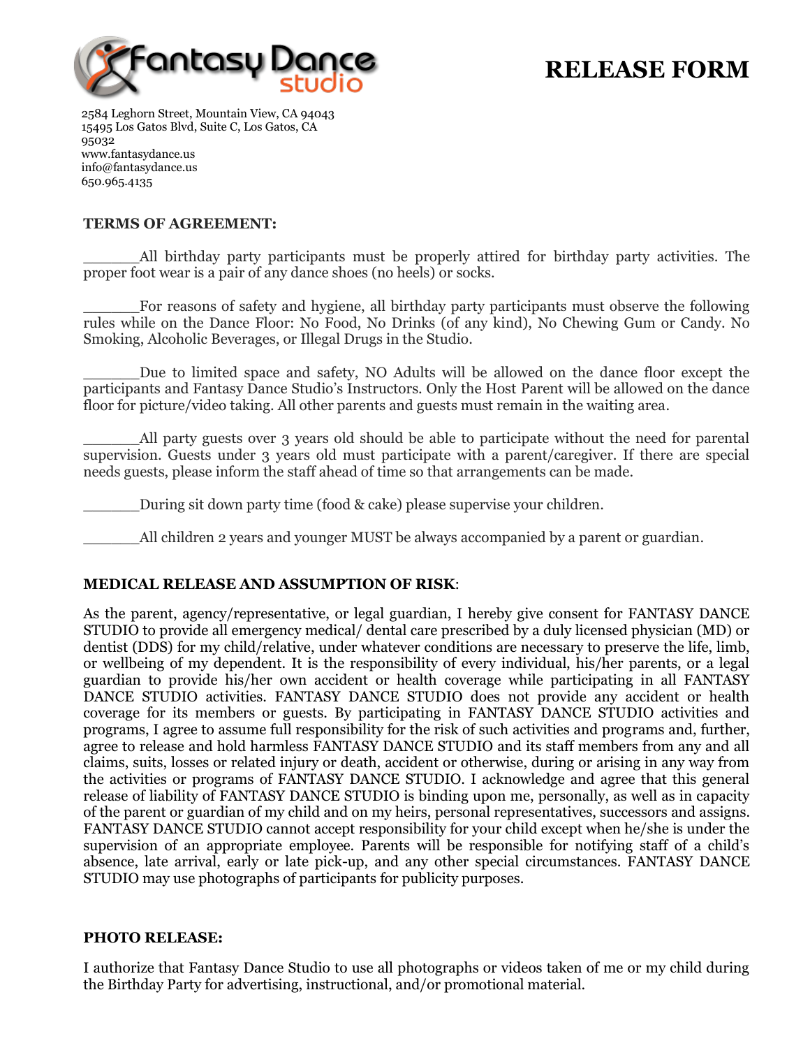Fantasy Dance studio

# RELEASE FORM

2584 Leghorn Street, Mountain View, CA 94043
15495 Los Gatos Blvd, Suite C, Los Gatos, CA 95032
www.fantasydance.us
info@fantasydance.us
650.965.4135

**TERMS OF AGREEMENT:**

______All birthday party participants must be properly attired for birthday party activities. The proper foot wear is a pair of any dance shoes (no heels) or socks.

______For reasons of safety and hygiene, all birthday party participants must observe the following rules while on the Dance Floor: No Food, No Drinks (of any kind), No Chewing Gum or Candy. No Smoking, Alcoholic Beverages, or Illegal Drugs in the Studio.

______Due to limited space and safety, NO Adults will be allowed on the dance floor except the participants and Fantasy Dance Studio's Instructors. Only the Host Parent will be allowed on the dance floor for picture/video taking. All other parents and guests must remain in the waiting area.

______All party guests over 3 years old should be able to participate without the need for parental supervision. Guests under 3 years old must participate with a parent/caregiver. If there are special needs guests, please inform the staff ahead of time so that arrangements can be made.

______During sit down party time (food & cake) please supervise your children.

______All children 2 years and younger MUST be always accompanied by a parent or guardian.

**MEDICAL RELEASE AND ASSUMPTION OF RISK**:

As the parent, agency/representative, or legal guardian, I hereby give consent for FANTASY DANCE STUDIO to provide all emergency medical/ dental care prescribed by a duly licensed physician (MD) or dentist (DDS) for my child/relative, under whatever conditions are necessary to preserve the life, limb, or wellbeing of my dependent. It is the responsibility of every individual, his/her parents, or a legal guardian to provide his/her own accident or health coverage while participating in all FANTASY DANCE STUDIO activities. FANTASY DANCE STUDIO does not provide any accident or health coverage for its members or guests. By participating in FANTASY DANCE STUDIO activities and programs, I agree to assume full responsibility for the risk of such activities and programs and, further, agree to release and hold harmless FANTASY DANCE STUDIO and its staff members from any and all claims, suits, losses or related injury or death, accident or otherwise, during or arising in any way from the activities or programs of FANTASY DANCE STUDIO. I acknowledge and agree that this general release of liability of FANTASY DANCE STUDIO is binding upon me, personally, as well as in capacity of the parent or guardian of my child and on my heirs, personal representatives, successors and assigns. FANTASY DANCE STUDIO cannot accept responsibility for your child except when he/she is under the supervision of an appropriate employee. Parents will be responsible for notifying staff of a child's absence, late arrival, early or late pick-up, and any other special circumstances. FANTASY DANCE STUDIO may use photographs of participants for publicity purposes.

**PHOTO RELEASE:**

I authorize that Fantasy Dance Studio to use all photographs or videos taken of me or my child during the Birthday Party for advertising, instructional, and/or promotional material.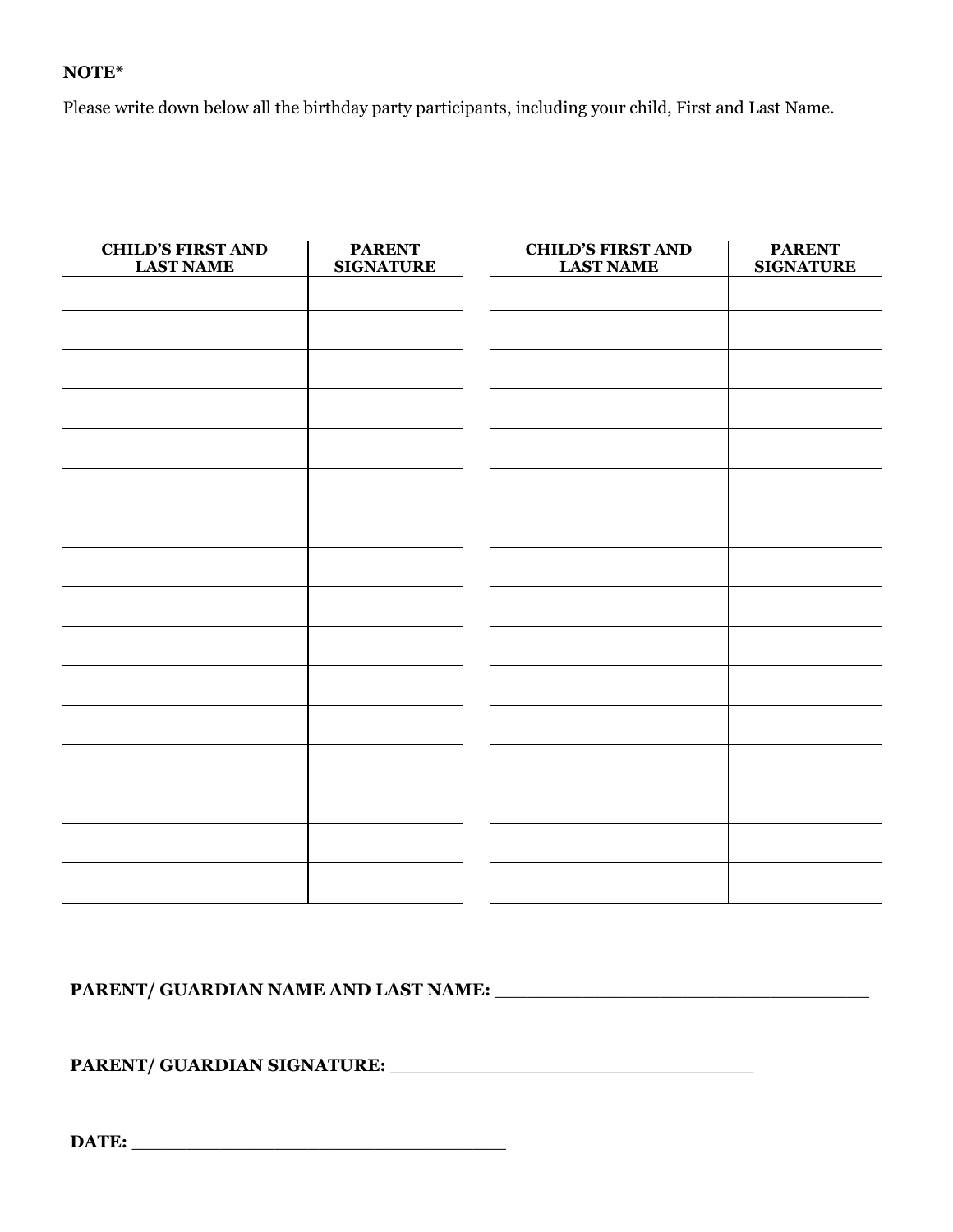**NOTE***

Please write down below all the birthday party participants, including your child, First and Last Name.

| CHILD'S FIRST AND LAST NAME | PARENT SIGNATURE | CHILD'S FIRST AND LAST NAME | PARENT SIGNATURE |
|---|---|---|---|
| | | | |
| | | | |
| | | | |
| | | | |
| | | | |
| | | | |
| | | | |
| | | | |
| | | | |
| | | | |
| | | | |
| | | | |
| | | | |
| | | | |
| | | | |
| | | | |

**PARENT/ GUARDIAN NAME AND LAST NAME:** ___________________________________

**PARENT/ GUARDIAN SIGNATURE:** ___________________________________

**DATE:** ___________________________________